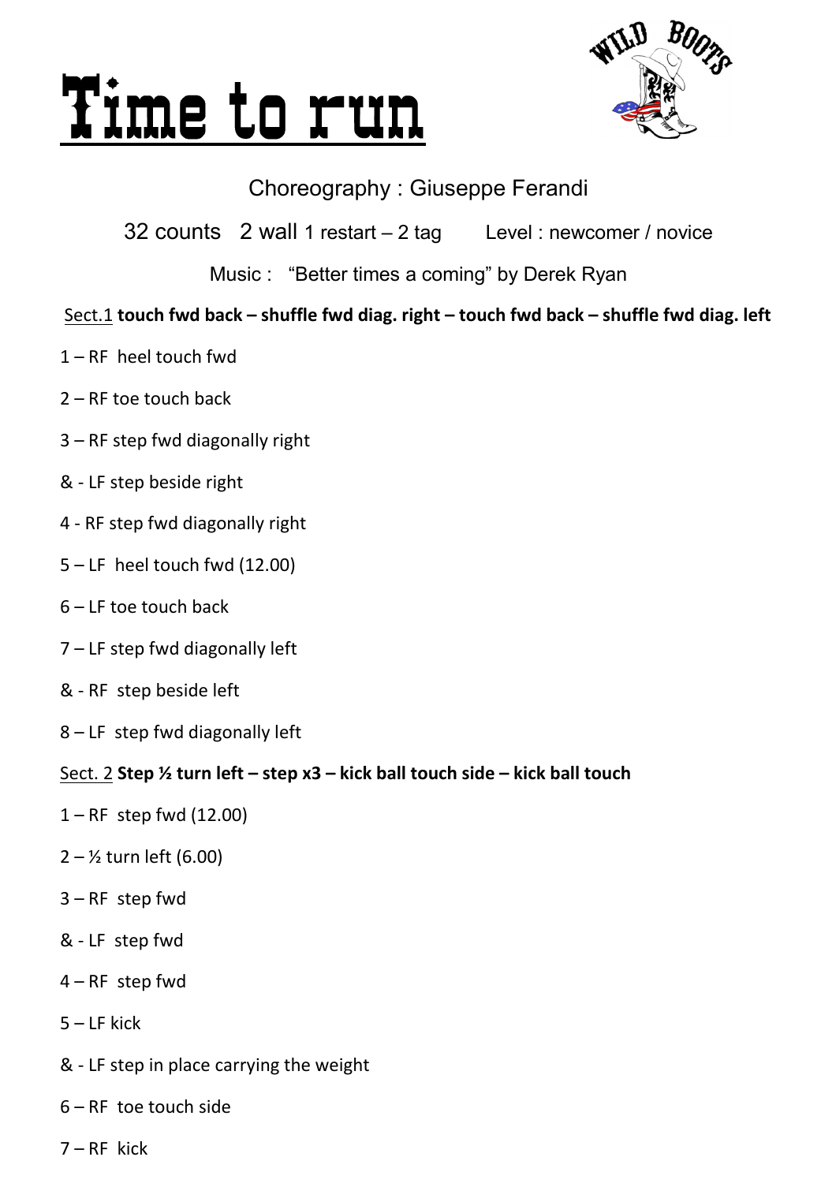# Time to run

Choreography : Giuseppe Ferandi

32 counts  2 wall 1 restart – 2 tag   Level : newcomer / novice

Music : "Better times a coming" by Derek Ryan

Sect.1 **touch fwd back – shuffle fwd diag. right – touch fwd back – shuffle fwd diag. left**

1 – RF heel touch fwd

2 – RF toe touch back

3 – RF step fwd diagonally right

& - LF step beside right

4 - RF step fwd diagonally right

5 – LF heel touch fwd (12.00)

6 – LF toe touch back

7 – LF step fwd diagonally left

& - RF step beside left

8 – LF step fwd diagonally left

Sect. 2 **Step ½ turn left – step x3 – kick ball touch side – kick ball touch**

1 – RF step fwd (12.00)

2 – ½ turn left (6.00)

3 – RF step fwd

& - LF step fwd

4 – RF step fwd

5 – LF kick

& - LF step in place carrying the weight

6 – RF toe touch side

7 – RF kick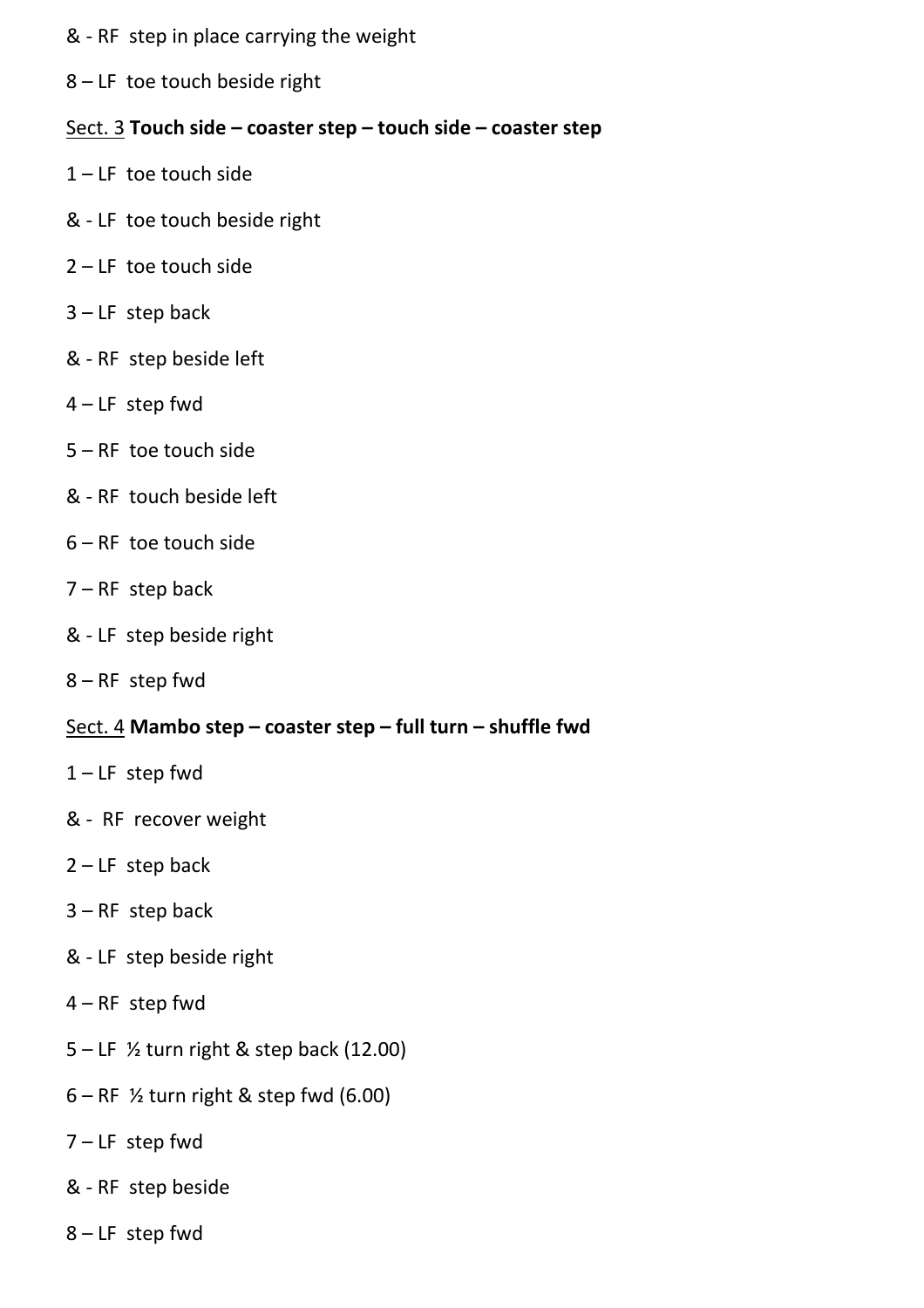& - RF  step in place carrying the weight

8 – LF  toe touch beside right

<u>Sect. 3</u> **Touch side – coaster step – touch side – coaster step**

1 – LF  toe touch side

& - LF  toe touch beside right

2 – LF  toe touch side

3 – LF  step back

& - RF  step beside left

4 – LF  step fwd

5 – RF  toe touch side

& - RF  touch beside left

6 – RF  toe touch side

7 – RF  step back

& - LF  step beside right

8 – RF  step fwd

<u>Sect. 4</u> **Mambo step – coaster step – full turn – shuffle fwd**

1 – LF  step fwd

& -  RF  recover weight

2 – LF  step back

3 – RF  step back

& - LF  step beside right

4 – RF  step fwd

5 – LF  ½ turn right & step back (12.00)

6 – RF  ½ turn right & step fwd (6.00)

7 – LF  step fwd

& - RF  step beside

8 – LF  step fwd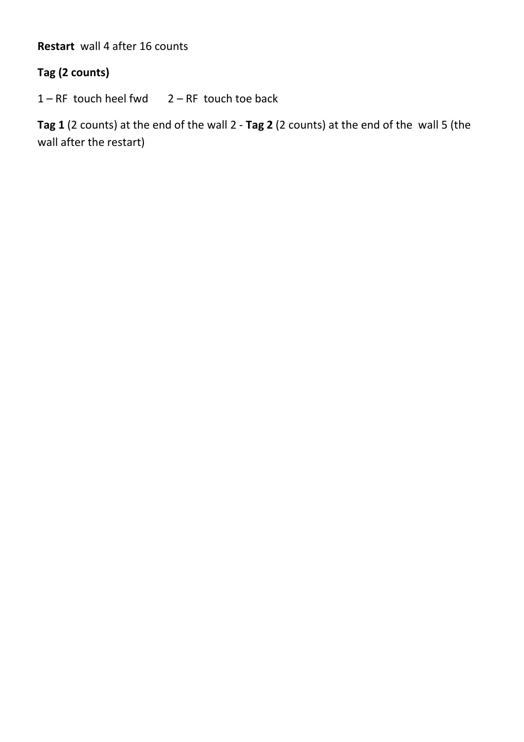**Restart** wall 4 after 16 counts

**Tag (2 counts)**

1 – RF touch heel fwd 2 – RF touch toe back

**Tag 1** (2 counts) at the end of the wall 2 - **Tag 2** (2 counts) at the end of the wall 5 (the wall after the restart)